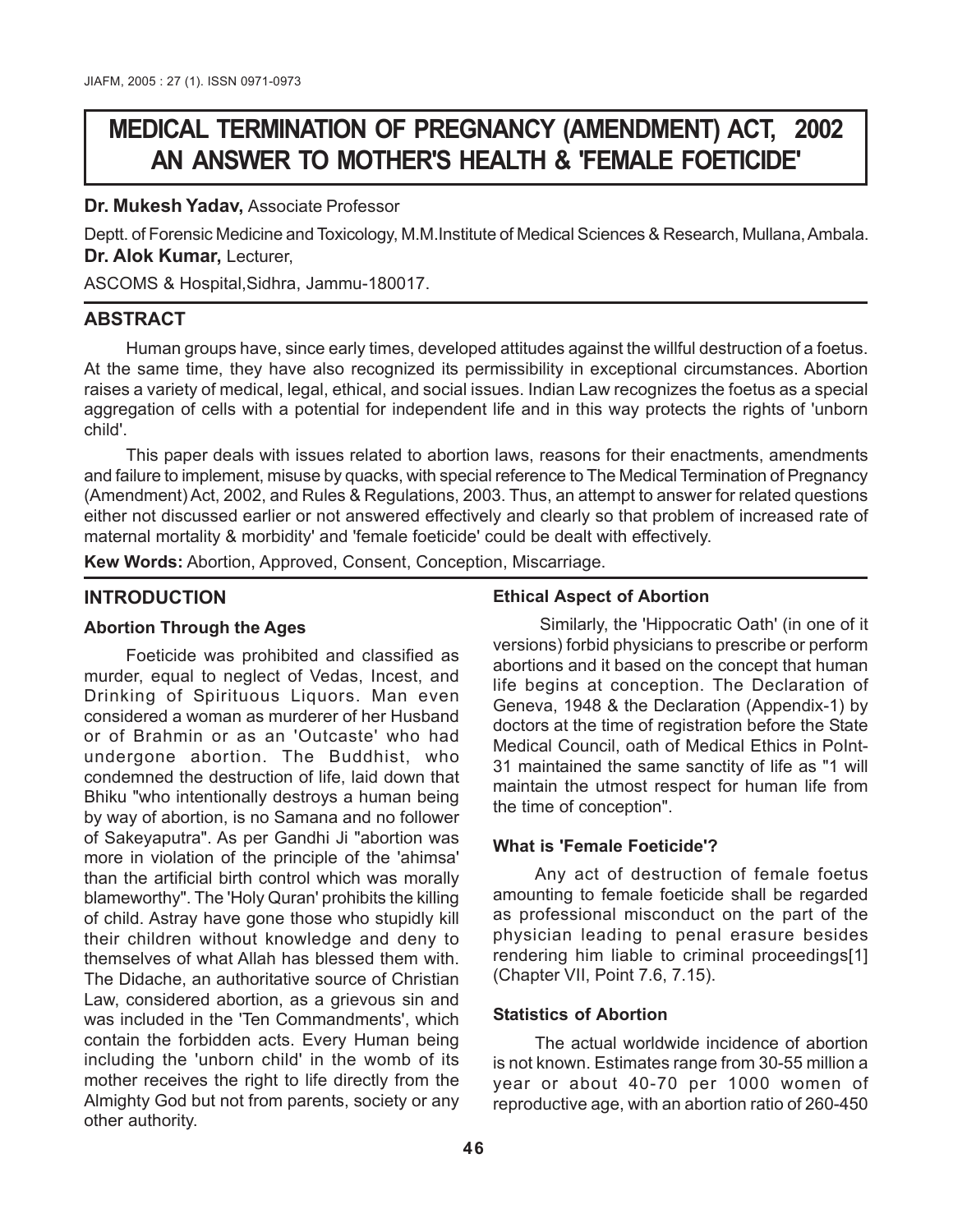# MEDICAL TERMINATION OF PREGNANCY (AMENDMENT) ACT, 2002 AN ANSWER TO MOTHER'S HEALTH & 'FEMALE FOETICIDE'

**Dr. Mukesh Yadav,** Associate Professor

Deptt. of Forensic Medicine and Toxicology, M.M.Institute of Medical Sciences & Research, Mullana, Ambala.

**Dr. Alok Kumar,** Lecturer,

ASCOMS & Hospital,Sidhra, Jammu-180017.

## ABSTRACT

Human groups have, since early times, developed attitudes against the willful destruction of a foetus. At the same time, they have also recognized its permissibility in exceptional circumstances. Abortion raises a variety of medical, legal, ethical, and social issues. Indian Law recognizes the foetus as a special aggregation of cells with a potential for independent life and in this way protects the rights of 'unborn child'.

This paper deals with issues related to abortion laws, reasons for their enactments, amendments and failure to implement, misuse by quacks, with special reference to The Medical Termination of Pregnancy (Amendment) Act, 2002, and Rules & Regulations, 2003. Thus, an attempt to answer for related questions either not discussed earlier or not answered effectively and clearly so that problem of increased rate of maternal mortality & morbidity' and 'female foeticide' could be dealt with effectively.

**Kew Words:** Abortion, Approved, Consent, Conception, Miscarriage.

## INTRODUCTION

### Abortion Through the Ages

Foeticide was prohibited and classified as murder, equal to neglect of Vedas, Incest, and Drinking of Spirituous Liquors. Man even considered a woman as murderer of her Husband or of Brahmin or as an 'Outcaste' who had undergone abortion. The Buddhist, who condemned the destruction of life, laid down that Bhiku "who intentionally destroys a human being by way of abortion, is no Samana and no follower of Sakeyaputra". As per Gandhi Ji "abortion was more in violation of the principle of the 'ahimsa' than the artificial birth control which was morally blameworthy". The 'Holy Quran' prohibits the killing of child. Astray have gone those who stupidly kill their children without knowledge and deny to themselves of what Allah has blessed them with. The Didache, an authoritative source of Christian Law, considered abortion, as a grievous sin and was included in the 'Ten Commandments', which contain the forbidden acts. Every Human being including the 'unborn child' in the womb of its mother receives the right to life directly from the Almighty God but not from parents, society or any other authority.

### Ethical Aspect of Abortion

Similarly, the 'Hippocratic Oath' (in one of it versions) forbid physicians to prescribe or perform abortions and it based on the concept that human life begins at conception. The Declaration of Geneva, 1948 & the Declaration (Appendix-1) by doctors at the time of registration before the State Medical Council, oath of Medical Ethics in PoInt-31 maintained the same sanctity of life as "1 will maintain the utmost respect for human life from the time of conception".

### What is 'Female Foeticide'?

Any act of destruction of female foetus amounting to female foeticide shall be regarded as professional misconduct on the part of the physician leading to penal erasure besides rendering him liable to criminal proceedings[1] (Chapter VII, Point 7.6, 7.15).

### Statistics of Abortion

The actual worldwide incidence of abortion is not known. Estimates range from 30-55 million a year or about 40-70 per 1000 women of reproductive age, with an abortion ratio of 260-450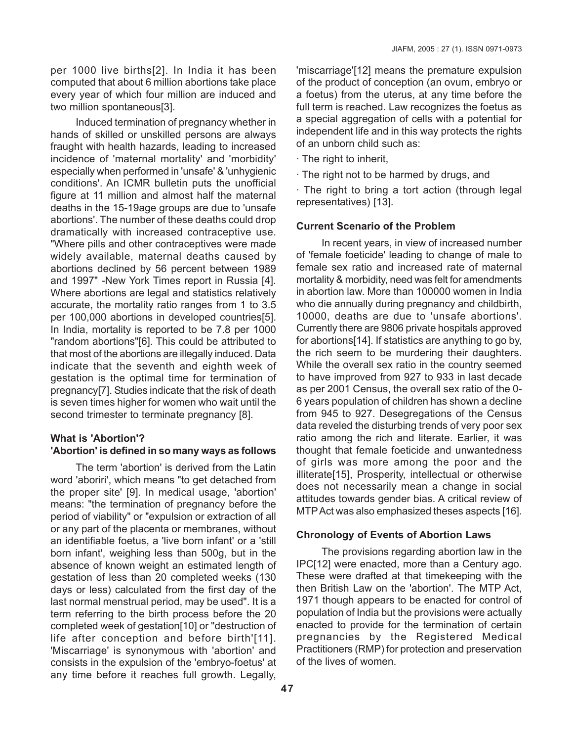per 1000 live births[2]. In India it has been computed that about 6 million abortions take place every year of which four million are induced and two million spontaneous[3].

Induced termination of pregnancy whether in hands of skilled or unskilled persons are always fraught with health hazards, leading to increased incidence of 'maternal mortality' and 'morbidity' especially when performed in 'unsafe' & 'unhygienic conditions'. An ICMR bulletin puts the unofficial figure at 11 million and almost half the maternal deaths in the 15-19age groups are due to 'unsafe abortions'. The number of these deaths could drop dramatically with increased contraceptive use. "Where pills and other contraceptives were made widely available, maternal deaths caused by abortions declined by 56 percent between 1989 and 1997" -New York Times report in Russia [4]. Where abortions are legal and statistics relatively accurate, the mortality ratio ranges from 1 to 3.5 per 100,000 abortions in developed countries[5]. In India, mortality is reported to be 7.8 per 1000 "random abortions"[6]. This could be attributed to that most of the abortions are illegally induced. Data indicate that the seventh and eighth week of gestation is the optimal time for termination of pregnancy[7]. Studies indicate that the risk of death is seven times higher for women who wait until the second trimester to terminate pregnancy [8].

### What is 'Abortion'?
### 'Abortion' is defined in so many ways as follows

The term 'abortion' is derived from the Latin word 'aboriri', which means "to get detached from the proper site' [9]. In medical usage, 'abortion' means: "the termination of pregnancy before the period of viability" or "expulsion or extraction of all or any part of the placenta or membranes, without an identifiable foetus, a 'live born infant' or a 'still born infant', weighing less than 500g, but in the absence of known weight an estimated length of gestation of less than 20 completed weeks (130 days or less) calculated from the first day of the last normal menstrual period, may be used". It is a term referring to the birth process before the 20 completed week of gestation[10] or "destruction of life after conception and before birth'[11]. 'Miscarriage' is synonymous with 'abortion' and consists in the expulsion of the 'embryo-foetus' at any time before it reaches full growth. Legally, 'miscarriage'[12] means the premature expulsion of the product of conception (an ovum, embryo or a foetus) from the uterus, at any time before the full term is reached. Law recognizes the foetus as a special aggregation of cells with a potential for independent life and in this way protects the rights of an unborn child such as:

- The right to inherit,
- The right not to be harmed by drugs, and
- The right to bring a tort action (through legal representatives) [13].

### Current Scenario of the Problem

In recent years, in view of increased number of 'female foeticide' leading to change of male to female sex ratio and increased rate of maternal mortality & morbidity, need was felt for amendments in abortion law. More than 100000 women in India who die annually during pregnancy and childbirth, 10000, deaths are due to 'unsafe abortions'. Currently there are 9806 private hospitals approved for abortions[14]. If statistics are anything to go by, the rich seem to be murdering their daughters. While the overall sex ratio in the country seemed to have improved from 927 to 933 in last decade as per 2001 Census, the overall sex ratio of the 0-6 years population of children has shown a decline from 945 to 927. Desegregations of the Census data reveled the disturbing trends of very poor sex ratio among the rich and literate. Earlier, it was thought that female foeticide and unwantedness of girls was more among the poor and the illiterate[15], Prosperity, intellectual or otherwise does not necessarily mean a change in social attitudes towards gender bias. A critical review of MTP Act was also emphasized theses aspects [16].

### Chronology of Events of Abortion Laws

The provisions regarding abortion law in the IPC[12] were enacted, more than a Century ago. These were drafted at that timekeeping with the then British Law on the 'abortion'. The MTP Act, 1971 though appears to be enacted for control of population of India but the provisions were actually enacted to provide for the termination of certain pregnancies by the Registered Medical Practitioners (RMP) for protection and preservation of the lives of women.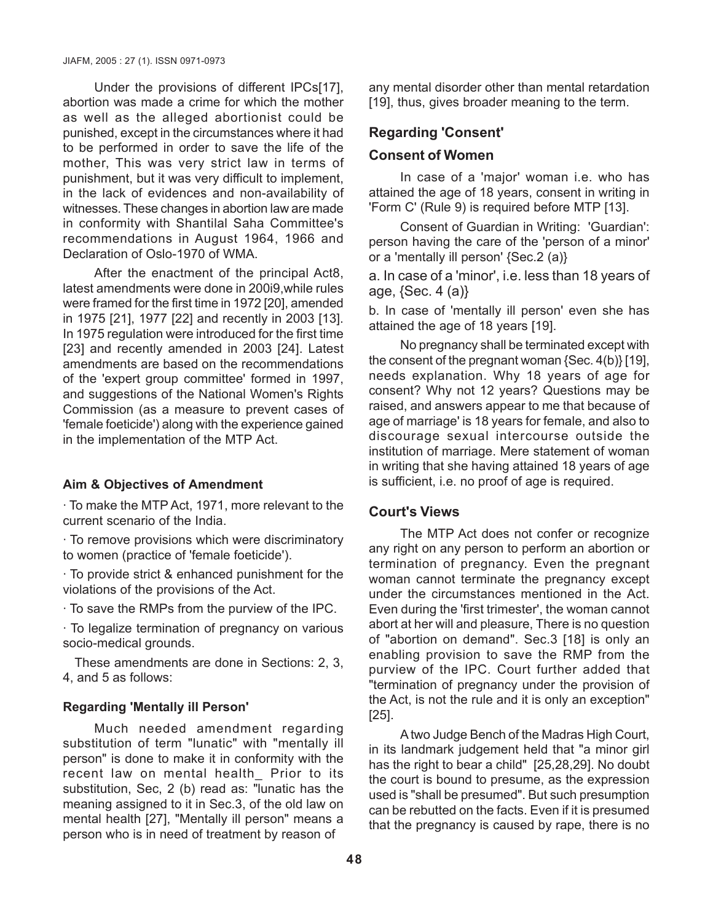Under the provisions of different IPCs[17], abortion was made a crime for which the mother as well as the alleged abortionist could be punished, except in the circumstances where it had to be performed in order to save the life of the mother, This was very strict law in terms of punishment, but it was very difficult to implement, in the lack of evidences and non-availability of witnesses. These changes in abortion law are made in conformity with Shantilal Saha Committee's recommendations in August 1964, 1966 and Declaration of Oslo-1970 of WMA.

After the enactment of the principal Act8, latest amendments were done in 200i9,while rules were framed for the first time in 1972 [20], amended in 1975 [21], 1977 [22] and recently in 2003 [13]. In 1975 regulation were introduced for the first time [23] and recently amended in 2003 [24]. Latest amendments are based on the recommendations of the 'expert group committee' formed in 1997, and suggestions of the National Women's Rights Commission (as a measure to prevent cases of 'female foeticide') along with the experience gained in the implementation of the MTP Act.

#### Aim & Objectives of Amendment

· To make the MTP Act, 1971, more relevant to the current scenario of the India.

· To remove provisions which were discriminatory to women (practice of 'female foeticide').

· To provide strict & enhanced punishment for the violations of the provisions of the Act.

· To save the RMPs from the purview of the IPC.

· To legalize termination of pregnancy on various socio-medical grounds.

These amendments are done in Sections: 2, 3, 4, and 5 as follows:

#### Regarding 'Mentally ill Person'

Much needed amendment regarding substitution of term "lunatic" with "mentally ill person" is done to make it in conformity with the recent law on mental health_ Prior to its substitution, Sec, 2 (b) read as: "lunatic has the meaning assigned to it in Sec.3, of the old law on mental health [27], "Mentally ill person" means a person who is in need of treatment by reason of any mental disorder other than mental retardation [19], thus, gives broader meaning to the term.

### Regarding 'Consent'

### Consent of Women

In case of a 'major' woman i.e. who has attained the age of 18 years, consent in writing in 'Form C' (Rule 9) is required before MTP [13].

Consent of Guardian in Writing: 'Guardian': person having the care of the 'person of a minor' or a 'mentally ill person' {Sec.2 (a)}

a. In case of a 'minor', i.e. less than 18 years of age, {Sec. 4 (a)}

b. In case of 'mentally ill person' even she has attained the age of 18 years [19].

No pregnancy shall be terminated except with the consent of the pregnant woman {Sec. 4(b)} [19], needs explanation. Why 18 years of age for consent? Why not 12 years? Questions may be raised, and answers appear to me that because of age of marriage' is 18 years for female, and also to discourage sexual intercourse outside the institution of marriage. Mere statement of woman in writing that she having attained 18 years of age is sufficient, i.e. no proof of age is required.

### Court's Views

The MTP Act does not confer or recognize any right on any person to perform an abortion or termination of pregnancy. Even the pregnant woman cannot terminate the pregnancy except under the circumstances mentioned in the Act. Even during the 'first trimester', the woman cannot abort at her will and pleasure, There is no question of "abortion on demand". Sec.3 [18] is only an enabling provision to save the RMP from the purview of the IPC. Court further added that "termination of pregnancy under the provision of the Act, is not the rule and it is only an exception" [25].

A two Judge Bench of the Madras High Court, in its landmark judgement held that "a minor girl has the right to bear a child" [25,28,29]. No doubt the court is bound to presume, as the expression used is "shall be presumed". But such presumption can be rebutted on the facts. Even if it is presumed that the pregnancy is caused by rape, there is no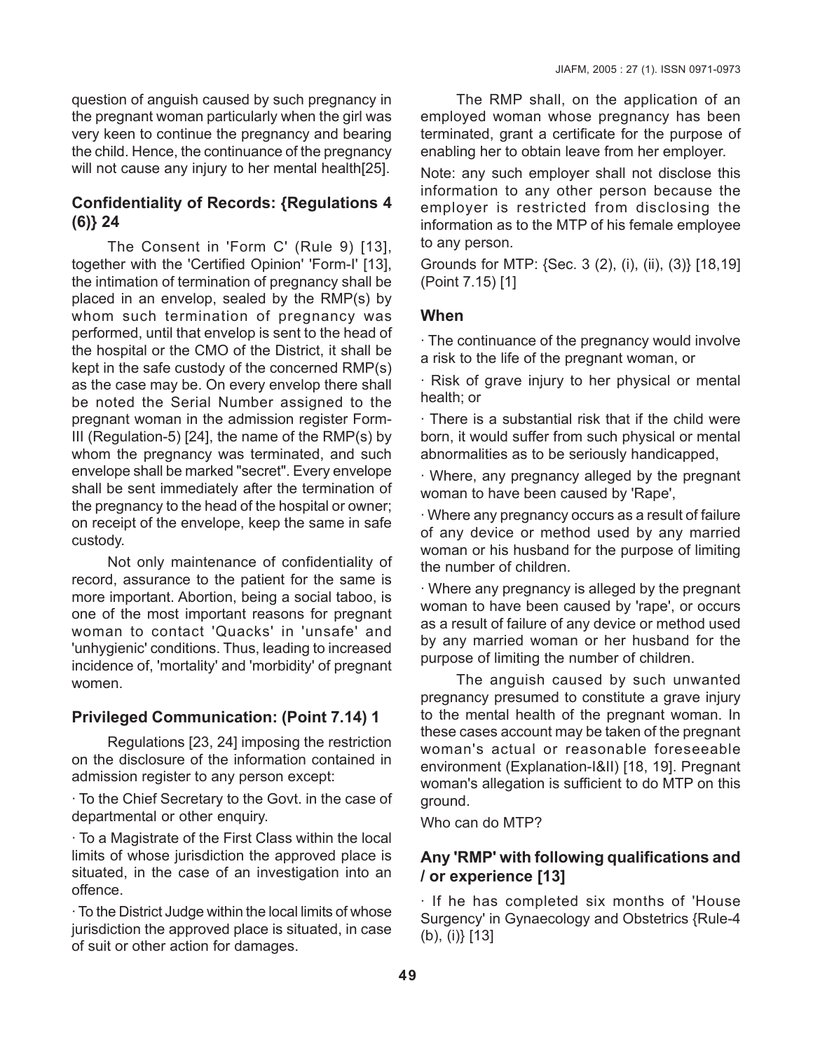question of anguish caused by such pregnancy in the pregnant woman particularly when the girl was very keen to continue the pregnancy and bearing the child. Hence, the continuance of the pregnancy will not cause any injury to her mental health[25].

### Confidentiality of Records: {Regulations 4 (6)} 24

The Consent in 'Form C' (Rule 9) [13], together with the 'Certified Opinion' 'Form-I' [13], the intimation of termination of pregnancy shall be placed in an envelop, sealed by the RMP(s) by whom such termination of pregnancy was performed, until that envelop is sent to the head of the hospital or the CMO of the District, it shall be kept in the safe custody of the concerned RMP(s) as the case may be. On every envelop there shall be noted the Serial Number assigned to the pregnant woman in the admission register Form-III (Regulation-5) [24], the name of the RMP(s) by whom the pregnancy was terminated, and such envelope shall be marked "secret". Every envelope shall be sent immediately after the termination of the pregnancy to the head of the hospital or owner; on receipt of the envelope, keep the same in safe custody.

Not only maintenance of confidentiality of record, assurance to the patient for the same is more important. Abortion, being a social taboo, is one of the most important reasons for pregnant woman to contact 'Quacks' in 'unsafe' and 'unhygienic' conditions. Thus, leading to increased incidence of, 'mortality' and 'morbidity' of pregnant women.

### Privileged Communication: (Point 7.14) 1

Regulations [23, 24] imposing the restriction on the disclosure of the information contained in admission register to any person except:

· To the Chief Secretary to the Govt. in the case of departmental or other enquiry.

· To a Magistrate of the First Class within the local limits of whose jurisdiction the approved place is situated, in the case of an investigation into an offence.

· To the District Judge within the local limits of whose jurisdiction the approved place is situated, in case of suit or other action for damages.

The RMP shall, on the application of an employed woman whose pregnancy has been terminated, grant a certificate for the purpose of enabling her to obtain leave from her employer.

Note: any such employer shall not disclose this information to any other person because the employer is restricted from disclosing the information as to the MTP of his female employee to any person.

Grounds for MTP: {Sec. 3 (2), (i), (ii), (3)} [18,19] (Point 7.15) [1]

### When

· The continuance of the pregnancy would involve a risk to the life of the pregnant woman, or

· Risk of grave injury to her physical or mental health; or

· There is a substantial risk that if the child were born, it would suffer from such physical or mental abnormalities as to be seriously handicapped,

· Where, any pregnancy alleged by the pregnant woman to have been caused by 'Rape',

· Where any pregnancy occurs as a result of failure of any device or method used by any married woman or his husband for the purpose of limiting the number of children.

· Where any pregnancy is alleged by the pregnant woman to have been caused by 'rape', or occurs as a result of failure of any device or method used by any married woman or her husband for the purpose of limiting the number of children.

The anguish caused by such unwanted pregnancy presumed to constitute a grave injury to the mental health of the pregnant woman. In these cases account may be taken of the pregnant woman's actual or reasonable foreseeable environment (Explanation-I&II) [18, 19]. Pregnant woman's allegation is sufficient to do MTP on this ground.

Who can do MTP?

### Any 'RMP' with following qualifications and / or experience [13]

· If he has completed six months of 'House Surgency' in Gynaecology and Obstetrics {Rule-4 (b), (i)} [13]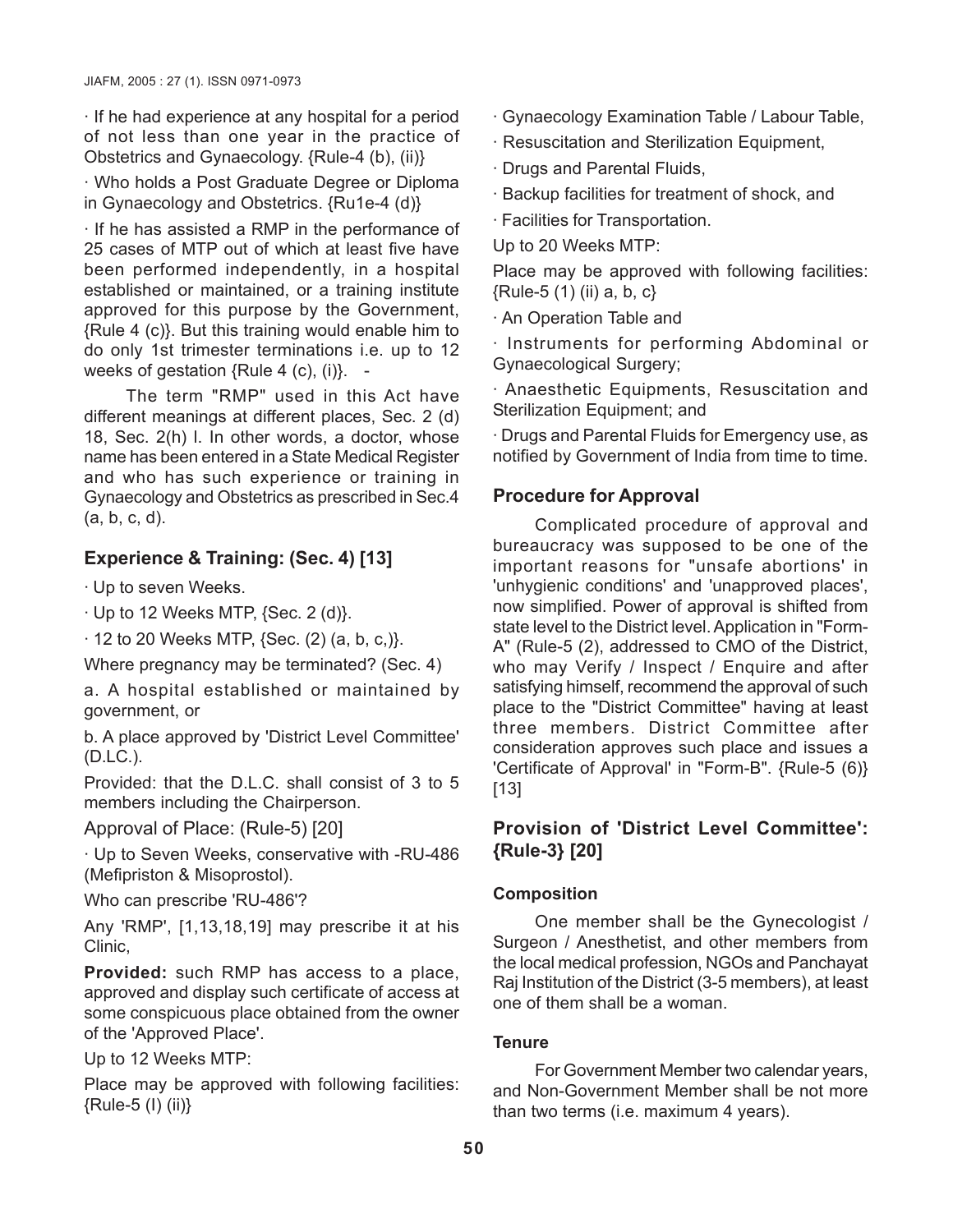· If he had experience at any hospital for a period of not less than one year in the practice of Obstetrics and Gynaecology. {Rule-4 (b), (ii)}

· Who holds a Post Graduate Degree or Diploma in Gynaecology and Obstetrics. {Ru1e-4 (d)}

· If he has assisted a RMP in the performance of 25 cases of MTP out of which at least five have been performed independently, in a hospital established or maintained, or a training institute approved for this purpose by the Government, {Rule 4 (c)}. But this training would enable him to do only 1st trimester terminations i.e. up to 12 weeks of gestation {Rule 4 (c), (i)}. -

The term "RMP" used in this Act have different meanings at different places, Sec. 2 (d) 18, Sec. 2(h) l. In other words, a doctor, whose name has been entered in a State Medical Register and who has such experience or training in Gynaecology and Obstetrics as prescribed in Sec.4 (a, b, c, d).

## Experience & Training: (Sec. 4) [13]

· Up to seven Weeks.

· Up to 12 Weeks MTP, {Sec. 2 (d)}.

· 12 to 20 Weeks MTP, {Sec. (2) (a, b, c,)}.

Where pregnancy may be terminated? (Sec. 4)

a. A hospital established or maintained by government, or

b. A place approved by 'District Level Committee' (D.LC.).

Provided: that the D.L.C. shall consist of 3 to 5 members including the Chairperson.

Approval of Place: (Rule-5) [20]

· Up to Seven Weeks, conservative with -RU-486 (Mefipriston & Misoprostol).

Who can prescribe 'RU-486'?

Any 'RMP', [1,13,18,19] may prescribe it at his Clinic,

**Provided:** such RMP has access to a place, approved and display such certificate of access at some conspicuous place obtained from the owner of the 'Approved Place'.

Up to 12 Weeks MTP:

Place may be approved with following facilities: {Rule-5 (I) (ii)}

· Gynaecology Examination Table / Labour Table,

· Resuscitation and Sterilization Equipment,

· Drugs and Parental Fluids,

· Backup facilities for treatment of shock, and

· Facilities for Transportation.

Up to 20 Weeks MTP:

Place may be approved with following facilities: {Rule-5 (1) (ii) a, b, c}

· An Operation Table and

· Instruments for performing Abdominal or Gynaecological Surgery;

· Anaesthetic Equipments, Resuscitation and Sterilization Equipment; and

· Drugs and Parental Fluids for Emergency use, as notified by Government of India from time to time.

## Procedure for Approval

Complicated procedure of approval and bureaucracy was supposed to be one of the important reasons for "unsafe abortions' in 'unhygienic conditions' and 'unapproved places', now simplified. Power of approval is shifted from state level to the District level. Application in "Form-A" (Rule-5 (2), addressed to CMO of the District, who may Verify / Inspect / Enquire and after satisfying himself, recommend the approval of such place to the "District Committee" having at least three members. District Committee after consideration approves such place and issues a 'Certificate of Approval' in "Form-B". {Rule-5 (6)} [13]

## Provision of 'District Level Committee': {Rule-3} [20]

### Composition

One member shall be the Gynecologist / Surgeon / Anesthetist, and other members from the local medical profession, NGOs and Panchayat Raj Institution of the District (3-5 members), at least one of them shall be a woman.

### Tenure

For Government Member two calendar years, and Non-Government Member shall be not more than two terms (i.e. maximum 4 years).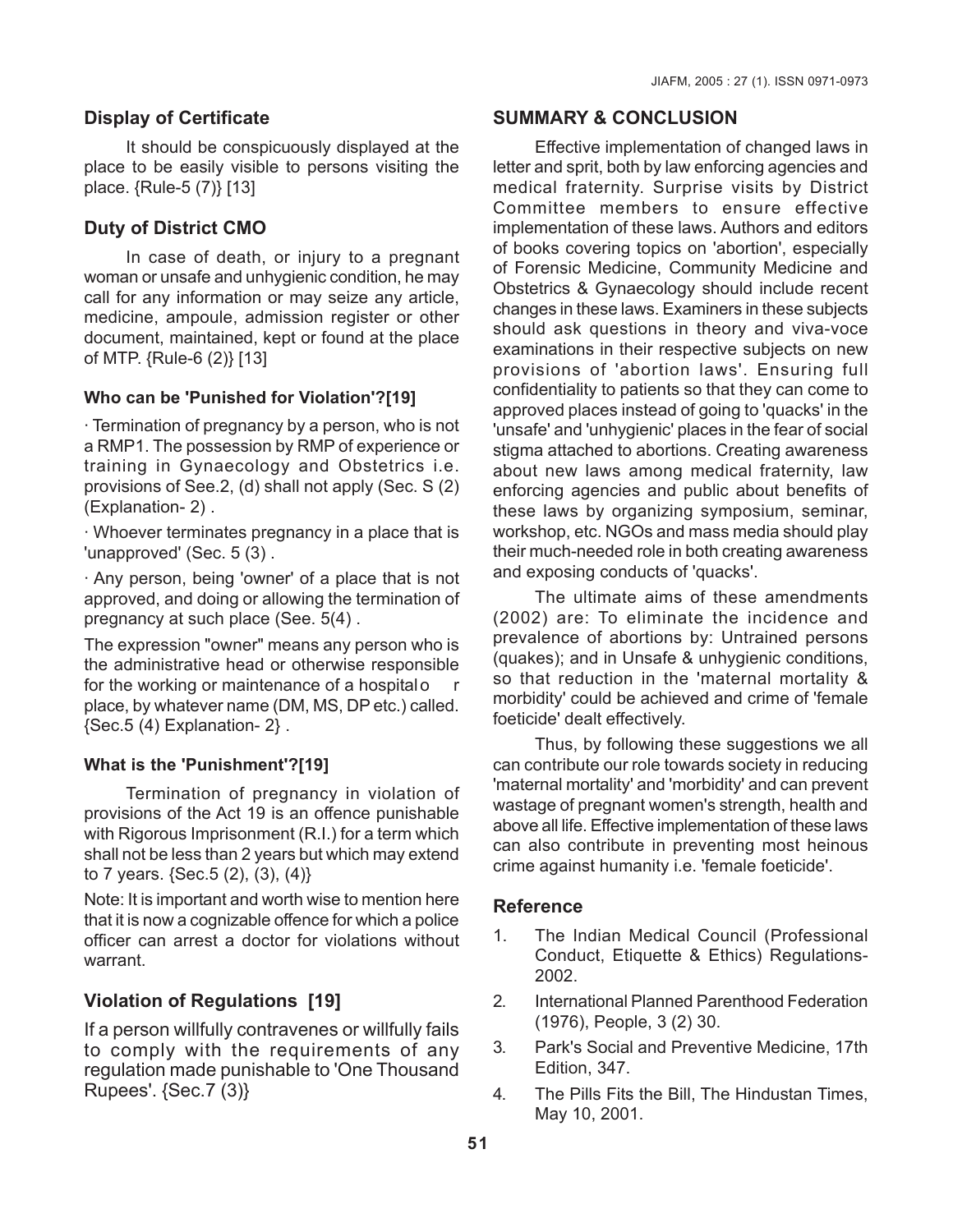## Display of Certificate

It should be conspicuously displayed at the place to be easily visible to persons visiting the place. {Rule-5 (7)} [13]

## Duty of District CMO

In case of death, or injury to a pregnant woman or unsafe and unhygienic condition, he may call for any information or may seize any article, medicine, ampoule, admission register or other document, maintained, kept or found at the place of MTP. {Rule-6 (2)} [13]

### Who can be 'Punished for Violation'?[19]

· Termination of pregnancy by a person, who is not a RMP1. The possession by RMP of experience or training in Gynaecology and Obstetrics i.e. provisions of See.2, (d) shall not apply (Sec. S (2) (Explanation- 2) .

· Whoever terminates pregnancy in a place that is 'unapproved' (Sec. 5 (3) .

· Any person, being 'owner' of a place that is not approved, and doing or allowing the termination of pregnancy at such place (See. 5(4) .

The expression "owner" means any person who is the administrative head or otherwise responsible for the working or maintenance of a hospital or place, by whatever name (DM, MS, DP etc.) called. {Sec.5 (4) Explanation- 2} .

### What is the 'Punishment'?[19]

Termination of pregnancy in violation of provisions of the Act 19 is an offence punishable with Rigorous Imprisonment (R.I.) for a term which shall not be less than 2 years but which may extend to 7 years. {Sec.5 (2), (3), (4)}

Note: It is important and worth wise to mention here that it is now a cognizable offence for which a police officer can arrest a doctor for violations without warrant.

## Violation of Regulations [19]

If a person willfully contravenes or willfully fails to comply with the requirements of any regulation made punishable to 'One Thousand Rupees'. {Sec.7 (3)}

## SUMMARY & CONCLUSION

Effective implementation of changed laws in letter and sprit, both by law enforcing agencies and medical fraternity. Surprise visits by District Committee members to ensure effective implementation of these laws. Authors and editors of books covering topics on 'abortion', especially of Forensic Medicine, Community Medicine and Obstetrics & Gynaecology should include recent changes in these laws. Examiners in these subjects should ask questions in theory and viva-voce examinations in their respective subjects on new provisions of 'abortion laws'. Ensuring full confidentiality to patients so that they can come to approved places instead of going to 'quacks' in the 'unsafe' and 'unhygienic' places in the fear of social stigma attached to abortions. Creating awareness about new laws among medical fraternity, law enforcing agencies and public about benefits of these laws by organizing symposium, seminar, workshop, etc. NGOs and mass media should play their much-needed role in both creating awareness and exposing conducts of 'quacks'.

The ultimate aims of these amendments (2002) are: To eliminate the incidence and prevalence of abortions by: Untrained persons (quakes); and in Unsafe & unhygienic conditions, so that reduction in the 'maternal mortality & morbidity' could be achieved and crime of 'female foeticide' dealt effectively.

Thus, by following these suggestions we all can contribute our role towards society in reducing 'maternal mortality' and 'morbidity' and can prevent wastage of pregnant women's strength, health and above all life. Effective implementation of these laws can also contribute in preventing most heinous crime against humanity i.e. 'female foeticide'.

## Reference

1. The Indian Medical Council (Professional Conduct, Etiquette & Ethics) Regulations-2002.
2. International Planned Parenthood Federation (1976), People, 3 (2) 30.
3. Park's Social and Preventive Medicine, 17th Edition, 347.
4. The Pills Fits the Bill, The Hindustan Times, May 10, 2001.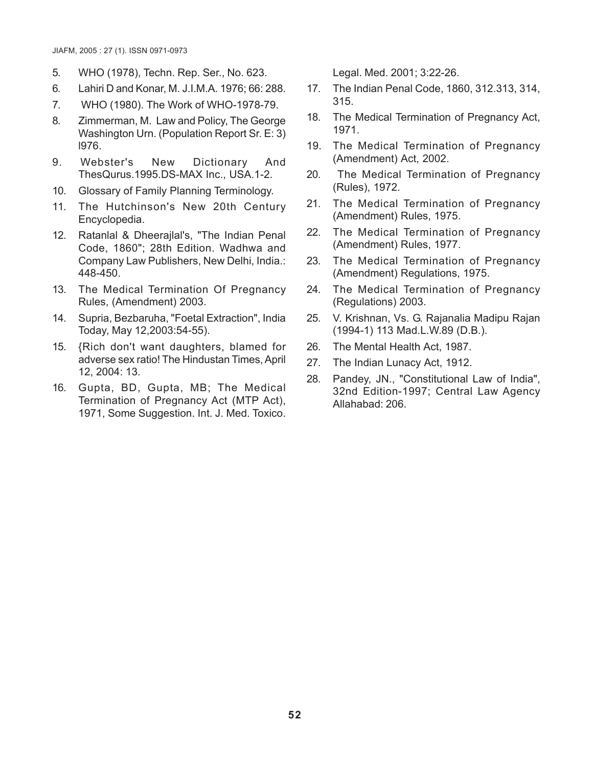5. WHO (1978), Techn. Rep. Ser., No. 623.
6. Lahiri D and Konar, M. J.I.M.A. 1976; 66: 288.
7. WHO (1980). The Work of WHO-1978-79.
8. Zimmerman, M. Law and Policy, The George Washington Urn. (Population Report Sr. E: 3) l976.
9. Webster's New Dictionary And ThesQurus.1995.DS-MAX Inc., USA.1-2.
10. Glossary of Family Planning Terminology.
11. The Hutchinson's New 20th Century Encyclopedia.
12. Ratanlal & Dheerajlal's, "The Indian Penal Code, 1860"; 28th Edition. Wadhwa and Company Law Publishers, New Delhi, India.: 448-450.
13. The Medical Termination Of Pregnancy Rules, (Amendment) 2003.
14. Supria, Bezbaruha, "Foetal Extraction", India Today, May 12,2003:54-55).
15. {Rich don't want daughters, blamed for adverse sex ratio! The Hindustan Times, April 12, 2004: 13.
16. Gupta, BD, Gupta, MB; The Medical Termination of Pregnancy Act (MTP Act), 1971, Some Suggestion. Int. J. Med. Toxico. Legal. Med. 2001; 3:22-26.
17. The Indian Penal Code, 1860, 312.313, 314, 315.
18. The Medical Termination of Pregnancy Act, 1971.
19. The Medical Termination of Pregnancy (Amendment) Act, 2002.
20. The Medical Termination of Pregnancy (Rules), 1972.
21. The Medical Termination of Pregnancy (Amendment) Rules, 1975.
22. The Medical Termination of Pregnancy (Amendment) Rules, 1977.
23. The Medical Termination of Pregnancy (Amendment) Regulations, 1975.
24. The Medical Termination of Pregnancy (Regulations) 2003.
25. V. Krishnan, Vs. G. Rajanalia Madipu Rajan (1994-1) 113 Mad.L.W.89 (D.B.).
26. The Mental Health Act, 1987.
27. The Indian Lunacy Act, 1912.
28. Pandey, JN., "Constitutional Law of India", 32nd Edition-1997; Central Law Agency Allahabad: 206.